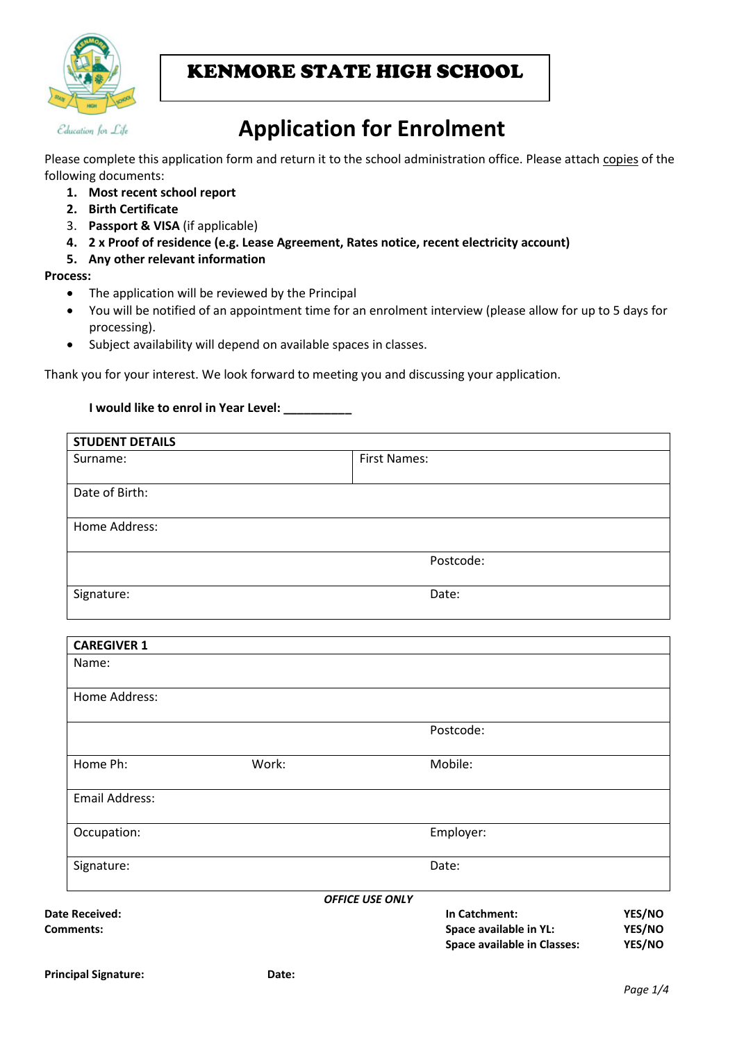# KENMORE STATE HIGH SCHOOL

*Education for Life*

## Application for Enrolment

Please complete this application form and return it to the school administration office. Please attach copies of the following documents:

1. **Most recent school report**
2. **Birth Certificate**
3. **Passport & VISA** (if applicable)
4. **2 x Proof of residence (e.g. Lease Agreement, Rates notice, recent electricity account)**
5. **Any other relevant information**

**Process:**

- The application will be reviewed by the Principal
- You will be notified of an appointment time for an enrolment interview (please allow for up to 5 days for processing).
- Subject availability will depend on available spaces in classes.

Thank you for your interest. We look forward to meeting you and discussing your application.

**I would like to enrol in Year Level: __________**

| **STUDENT DETAILS** | |
|---|---|
| Surname: | First Names: |
| Date of Birth: | |
| Home Address: | |
| | Postcode: |
| Signature: | Date: |

| **CAREGIVER 1** | | |
|---|---|---|
| Name: | | |
| Home Address: | | |
| | | Postcode: |
| Home Ph: | Work: | Mobile: |
| Email Address: | | |
| Occupation: | | Employer: |
| Signature: | | Date: |

***OFFICE USE ONLY***

**Date Received:**

**Comments:**

**In Catchment:** **YES/NO**

**Space available in YL:** **YES/NO**

**Space available in Classes:** **YES/NO**

**Principal Signature:** **Date:**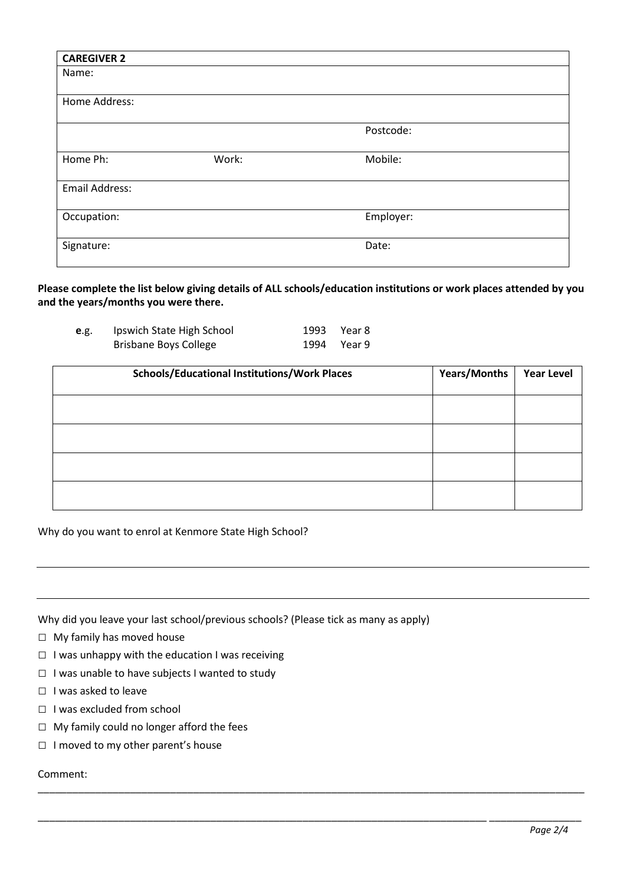| **CAREGIVER 2** | | |
|---|---|---|
| Name: | | |
| Home Address: | | |
| | | Postcode: |
| Home Ph: | Work: | Mobile: |
| Email Address: | | |
| Occupation: | | Employer: |
| Signature: | | Date: |

**Please complete the list below giving details of ALL schools/education institutions or work places attended by you and the years/months you were there.**

e.g. Ipswich State High School 1993 Year 8
Brisbane Boys College 1994 Year 9

| Schools/Educational Institutions/Work Places | Years/Months | Year Level |
|---|---|---|
| | | |
| | | |
| | | |
| | | |

Why do you want to enrol at Kenmore State High School?

______________________________________________________________________

______________________________________________________________________

Why did you leave your last school/previous schools? (Please tick as many as apply)

- ☐ My family has moved house
- ☐ I was unhappy with the education I was receiving
- ☐ I was unable to have subjects I wanted to study
- ☐ I was asked to leave
- ☐ I was excluded from school
- ☐ My family could no longer afford the fees
- ☐ I moved to my other parent's house

Comment:

______________________________________________________________________

______________________________________________________________________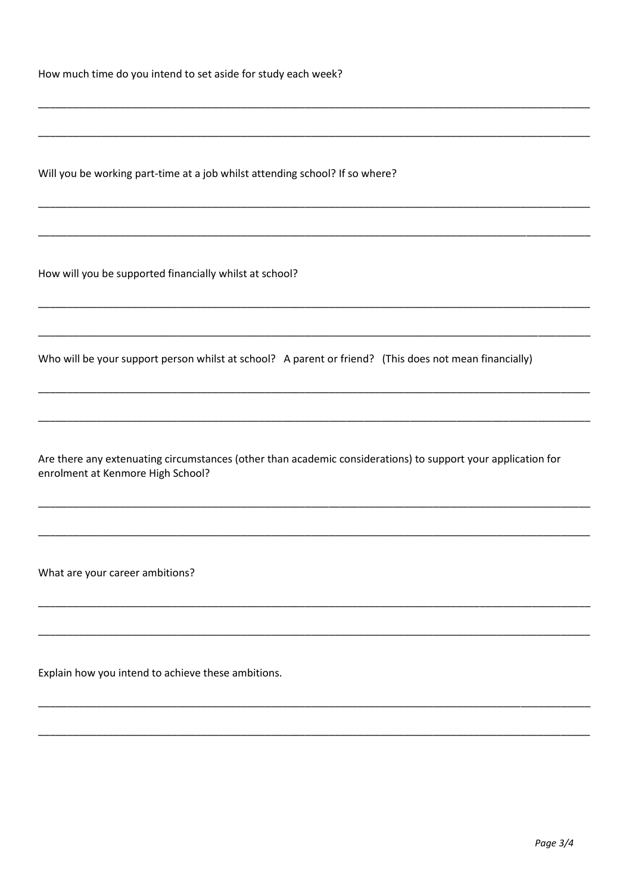How much time do you intend to set aside for study each week?

\_\_\_\_\_\_\_\_\_\_\_\_\_\_\_\_\_\_\_\_\_\_\_\_\_\_\_\_\_\_\_\_\_\_\_\_\_\_\_\_\_\_\_\_\_\_\_\_\_\_\_\_\_\_\_\_\_\_\_\_\_\_\_\_\_\_\_\_\_\_\_\_\_\_\_\_\_\_\_\_\_\_\_\_\_\_\_\_\_\_\_\_\_\_\_\_\_\_

\_\_\_\_\_\_\_\_\_\_\_\_\_\_\_\_\_\_\_\_\_\_\_\_\_\_\_\_\_\_\_\_\_\_\_\_\_\_\_\_\_\_\_\_\_\_\_\_\_\_\_\_\_\_\_\_\_\_\_\_\_\_\_\_\_\_\_\_\_\_\_\_\_\_\_\_\_\_\_\_\_\_\_\_\_\_\_\_\_\_\_\_\_\_\_\_\_\_

Will you be working part-time at a job whilst attending school? If so where?

\_\_\_\_\_\_\_\_\_\_\_\_\_\_\_\_\_\_\_\_\_\_\_\_\_\_\_\_\_\_\_\_\_\_\_\_\_\_\_\_\_\_\_\_\_\_\_\_\_\_\_\_\_\_\_\_\_\_\_\_\_\_\_\_\_\_\_\_\_\_\_\_\_\_\_\_\_\_\_\_\_\_\_\_\_\_\_\_\_\_\_\_\_\_\_\_\_\_

\_\_\_\_\_\_\_\_\_\_\_\_\_\_\_\_\_\_\_\_\_\_\_\_\_\_\_\_\_\_\_\_\_\_\_\_\_\_\_\_\_\_\_\_\_\_\_\_\_\_\_\_\_\_\_\_\_\_\_\_\_\_\_\_\_\_\_\_\_\_\_\_\_\_\_\_\_\_\_\_\_\_\_\_\_\_\_\_\_\_\_\_\_\_\_\_\_\_

How will you be supported financially whilst at school?

\_\_\_\_\_\_\_\_\_\_\_\_\_\_\_\_\_\_\_\_\_\_\_\_\_\_\_\_\_\_\_\_\_\_\_\_\_\_\_\_\_\_\_\_\_\_\_\_\_\_\_\_\_\_\_\_\_\_\_\_\_\_\_\_\_\_\_\_\_\_\_\_\_\_\_\_\_\_\_\_\_\_\_\_\_\_\_\_\_\_\_\_\_\_\_\_\_\_

\_\_\_\_\_\_\_\_\_\_\_\_\_\_\_\_\_\_\_\_\_\_\_\_\_\_\_\_\_\_\_\_\_\_\_\_\_\_\_\_\_\_\_\_\_\_\_\_\_\_\_\_\_\_\_\_\_\_\_\_\_\_\_\_\_\_\_\_\_\_\_\_\_\_\_\_\_\_\_\_\_\_\_\_\_\_\_\_\_\_\_\_\_\_\_\_\_\_

Who will be your support person whilst at school? A parent or friend? (This does not mean financially)

\_\_\_\_\_\_\_\_\_\_\_\_\_\_\_\_\_\_\_\_\_\_\_\_\_\_\_\_\_\_\_\_\_\_\_\_\_\_\_\_\_\_\_\_\_\_\_\_\_\_\_\_\_\_\_\_\_\_\_\_\_\_\_\_\_\_\_\_\_\_\_\_\_\_\_\_\_\_\_\_\_\_\_\_\_\_\_\_\_\_\_\_\_\_\_\_\_\_

\_\_\_\_\_\_\_\_\_\_\_\_\_\_\_\_\_\_\_\_\_\_\_\_\_\_\_\_\_\_\_\_\_\_\_\_\_\_\_\_\_\_\_\_\_\_\_\_\_\_\_\_\_\_\_\_\_\_\_\_\_\_\_\_\_\_\_\_\_\_\_\_\_\_\_\_\_\_\_\_\_\_\_\_\_\_\_\_\_\_\_\_\_\_\_\_\_\_

Are there any extenuating circumstances (other than academic considerations) to support your application for enrolment at Kenmore High School?

\_\_\_\_\_\_\_\_\_\_\_\_\_\_\_\_\_\_\_\_\_\_\_\_\_\_\_\_\_\_\_\_\_\_\_\_\_\_\_\_\_\_\_\_\_\_\_\_\_\_\_\_\_\_\_\_\_\_\_\_\_\_\_\_\_\_\_\_\_\_\_\_\_\_\_\_\_\_\_\_\_\_\_\_\_\_\_\_\_\_\_\_\_\_\_\_\_\_

\_\_\_\_\_\_\_\_\_\_\_\_\_\_\_\_\_\_\_\_\_\_\_\_\_\_\_\_\_\_\_\_\_\_\_\_\_\_\_\_\_\_\_\_\_\_\_\_\_\_\_\_\_\_\_\_\_\_\_\_\_\_\_\_\_\_\_\_\_\_\_\_\_\_\_\_\_\_\_\_\_\_\_\_\_\_\_\_\_\_\_\_\_\_\_\_\_\_

What are your career ambitions?

\_\_\_\_\_\_\_\_\_\_\_\_\_\_\_\_\_\_\_\_\_\_\_\_\_\_\_\_\_\_\_\_\_\_\_\_\_\_\_\_\_\_\_\_\_\_\_\_\_\_\_\_\_\_\_\_\_\_\_\_\_\_\_\_\_\_\_\_\_\_\_\_\_\_\_\_\_\_\_\_\_\_\_\_\_\_\_\_\_\_\_\_\_\_\_\_\_\_

\_\_\_\_\_\_\_\_\_\_\_\_\_\_\_\_\_\_\_\_\_\_\_\_\_\_\_\_\_\_\_\_\_\_\_\_\_\_\_\_\_\_\_\_\_\_\_\_\_\_\_\_\_\_\_\_\_\_\_\_\_\_\_\_\_\_\_\_\_\_\_\_\_\_\_\_\_\_\_\_\_\_\_\_\_\_\_\_\_\_\_\_\_\_\_\_\_\_

Explain how you intend to achieve these ambitions.

\_\_\_\_\_\_\_\_\_\_\_\_\_\_\_\_\_\_\_\_\_\_\_\_\_\_\_\_\_\_\_\_\_\_\_\_\_\_\_\_\_\_\_\_\_\_\_\_\_\_\_\_\_\_\_\_\_\_\_\_\_\_\_\_\_\_\_\_\_\_\_\_\_\_\_\_\_\_\_\_\_\_\_\_\_\_\_\_\_\_\_\_\_\_\_\_\_\_

\_\_\_\_\_\_\_\_\_\_\_\_\_\_\_\_\_\_\_\_\_\_\_\_\_\_\_\_\_\_\_\_\_\_\_\_\_\_\_\_\_\_\_\_\_\_\_\_\_\_\_\_\_\_\_\_\_\_\_\_\_\_\_\_\_\_\_\_\_\_\_\_\_\_\_\_\_\_\_\_\_\_\_\_\_\_\_\_\_\_\_\_\_\_\_\_\_\_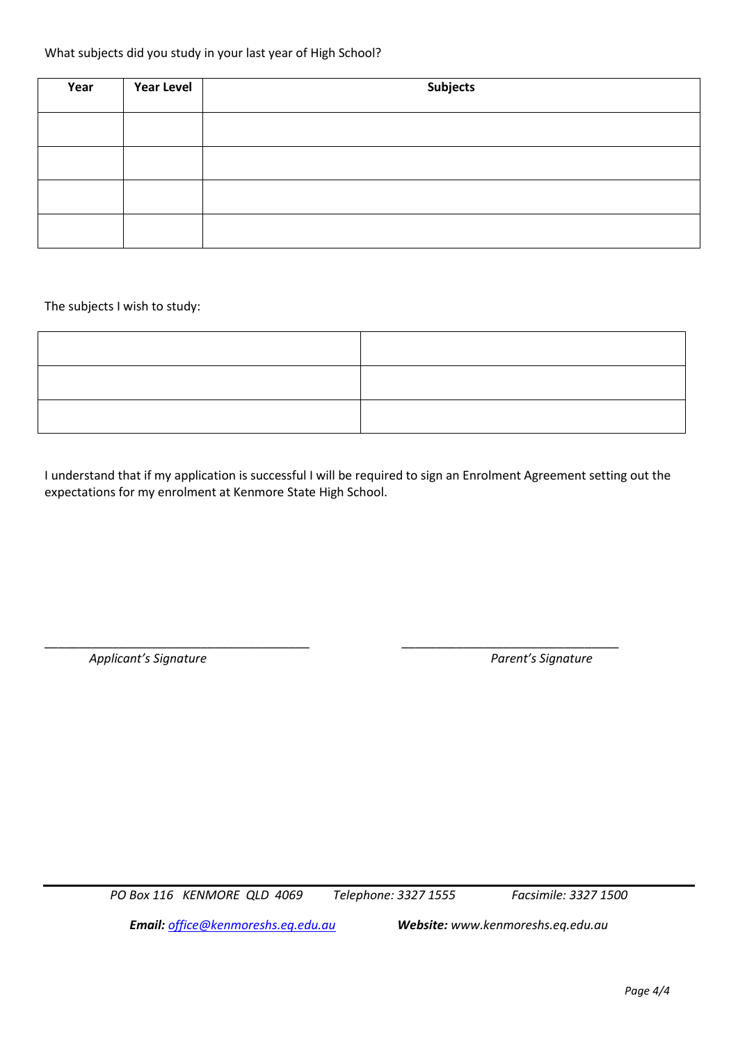What subjects did you study in your last year of High School?

| Year | Year Level | Subjects |
|---|---|---|
| | | |
| | | |
| | | |
| | | |

The subjects I wish to study:

| | |
|---|---|
| | |
| | |
| | |

I understand that if my application is successful I will be required to sign an Enrolment Agreement setting out the expectations for my enrolment at Kenmore State High School.

_________________________________________
*Applicant's Signature*

_________________________________
*Parent's Signature*

*PO Box 116 KENMORE QLD 4069* *Telephone: 3327 1555* *Facsimile: 3327 1500*

***Email:*** *office@kenmoreshs.eq.edu.au* ***Website:*** *www.kenmoreshs.eq.edu.au*